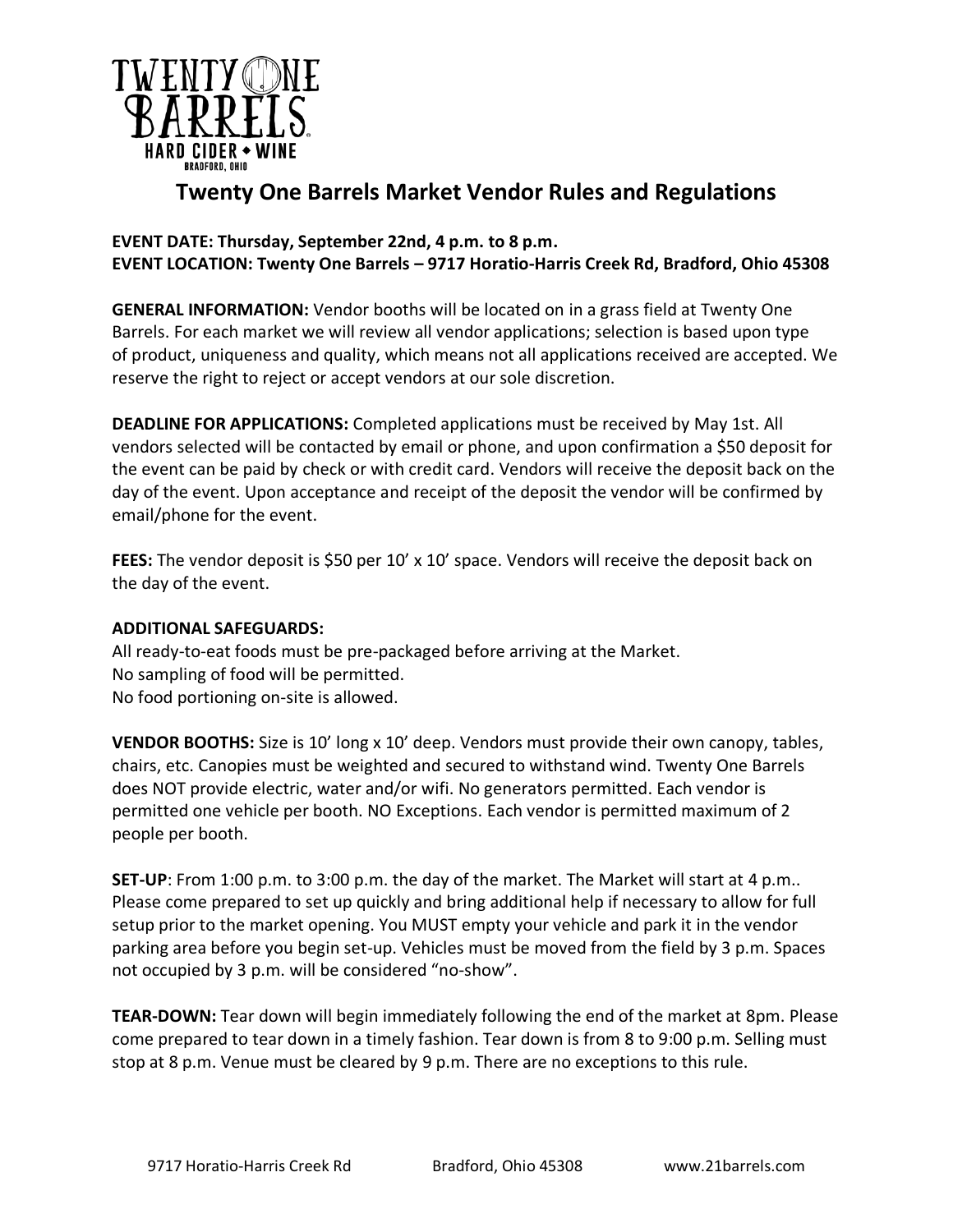# Twenty One Barrels Market Vendor Rules and Regulations

**EVENT DATE: Thursday, September 22nd, 4 p.m. to 8 p.m.**
**EVENT LOCATION: Twenty One Barrels – 9717 Horatio-Harris Creek Rd, Bradford, Ohio 45308**

**GENERAL INFORMATION:** Vendor booths will be located on in a grass field at Twenty One Barrels. For each market we will review all vendor applications; selection is based upon type of product, uniqueness and quality, which means not all applications received are accepted. We reserve the right to reject or accept vendors at our sole discretion.

**DEADLINE FOR APPLICATIONS:** Completed applications must be received by May 1st. All vendors selected will be contacted by email or phone, and upon confirmation a $50 deposit for the event can be paid by check or with credit card. Vendors will receive the deposit back on the day of the event. Upon acceptance and receipt of the deposit the vendor will be confirmed by email/phone for the event.

**FEES:** The vendor deposit is $50 per 10' x 10' space. Vendors will receive the deposit back on the day of the event.

**ADDITIONAL SAFEGUARDS:**
All ready-to-eat foods must be pre-packaged before arriving at the Market.
No sampling of food will be permitted.
No food portioning on-site is allowed.

**VENDOR BOOTHS:** Size is 10' long x 10' deep. Vendors must provide their own canopy, tables, chairs, etc. Canopies must be weighted and secured to withstand wind. Twenty One Barrels does NOT provide electric, water and/or wifi. No generators permitted. Each vendor is permitted one vehicle per booth. NO Exceptions. Each vendor is permitted maximum of 2 people per booth.

**SET-UP**: From 1:00 p.m. to 3:00 p.m. the day of the market. The Market will start at 4 p.m.. Please come prepared to set up quickly and bring additional help if necessary to allow for full setup prior to the market opening. You MUST empty your vehicle and park it in the vendor parking area before you begin set-up. Vehicles must be moved from the field by 3 p.m. Spaces not occupied by 3 p.m. will be considered "no-show".

**TEAR-DOWN:** Tear down will begin immediately following the end of the market at 8pm. Please come prepared to tear down in a timely fashion. Tear down is from 8 to 9:00 p.m. Selling must stop at 8 p.m. Venue must be cleared by 9 p.m. There are no exceptions to this rule.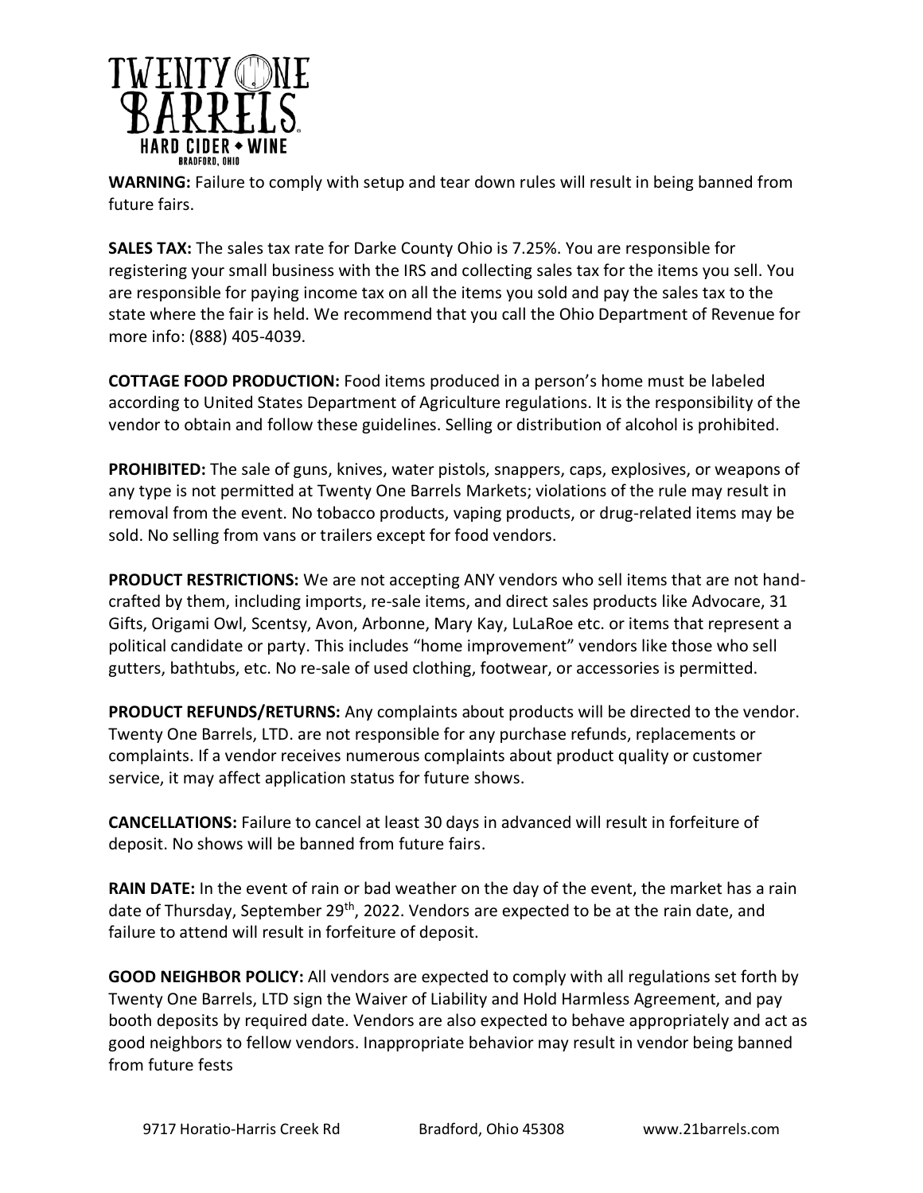**WARNING:** Failure to comply with setup and tear down rules will result in being banned from future fairs.

**SALES TAX:** The sales tax rate for Darke County Ohio is 7.25%. You are responsible for registering your small business with the IRS and collecting sales tax for the items you sell. You are responsible for paying income tax on all the items you sold and pay the sales tax to the state where the fair is held. We recommend that you call the Ohio Department of Revenue for more info: (888) 405-4039.

**COTTAGE FOOD PRODUCTION:** Food items produced in a person's home must be labeled according to United States Department of Agriculture regulations. It is the responsibility of the vendor to obtain and follow these guidelines. Selling or distribution of alcohol is prohibited.

**PROHIBITED:** The sale of guns, knives, water pistols, snappers, caps, explosives, or weapons of any type is not permitted at Twenty One Barrels Markets; violations of the rule may result in removal from the event. No tobacco products, vaping products, or drug-related items may be sold. No selling from vans or trailers except for food vendors.

**PRODUCT RESTRICTIONS:** We are not accepting ANY vendors who sell items that are not hand-crafted by them, including imports, re-sale items, and direct sales products like Advocare, 31 Gifts, Origami Owl, Scentsy, Avon, Arbonne, Mary Kay, LuLaRoe etc. or items that represent a political candidate or party. This includes "home improvement" vendors like those who sell gutters, bathtubs, etc. No re-sale of used clothing, footwear, or accessories is permitted.

**PRODUCT REFUNDS/RETURNS:** Any complaints about products will be directed to the vendor. Twenty One Barrels, LTD. are not responsible for any purchase refunds, replacements or complaints. If a vendor receives numerous complaints about product quality or customer service, it may affect application status for future shows.

**CANCELLATIONS:** Failure to cancel at least 30 days in advanced will result in forfeiture of deposit. No shows will be banned from future fairs.

**RAIN DATE:** In the event of rain or bad weather on the day of the event, the market has a rain date of Thursday, September 29th, 2022. Vendors are expected to be at the rain date, and failure to attend will result in forfeiture of deposit.

**GOOD NEIGHBOR POLICY:** All vendors are expected to comply with all regulations set forth by Twenty One Barrels, LTD sign the Waiver of Liability and Hold Harmless Agreement, and pay booth deposits by required date. Vendors are also expected to behave appropriately and act as good neighbors to fellow vendors. Inappropriate behavior may result in vendor being banned from future fests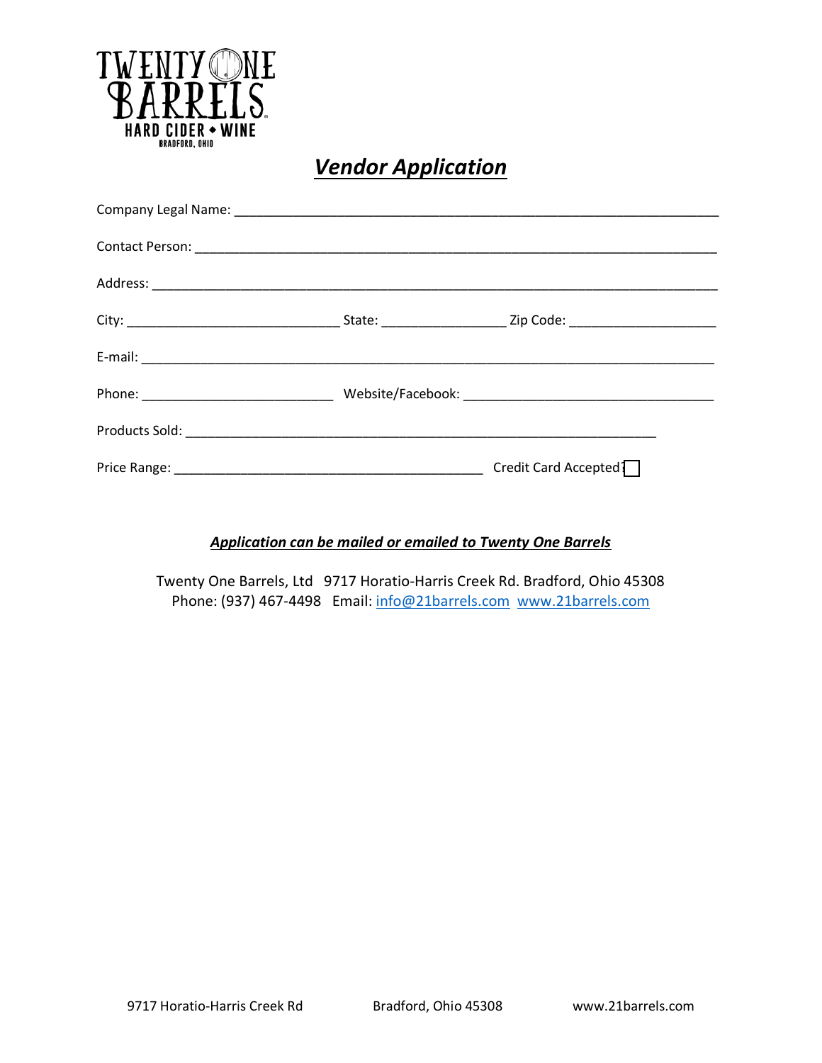TWENTY ONE BARRELS

HARD CIDER ◆ WINE

BRADFORD, OHIO

# ***Vendor Application***

Company Legal Name: ___________________________________________________________________

Contact Person: _______________________________________________________________________

Address: _____________________________________________________________________________

City: ____________________________ State: ________________ Zip Code: ___________________

E-mail: ______________________________________________________________________________

Phone: _________________________ Website/Facebook: ________________________________

Products Sold: ______________________________________________________________

Price Range: ________________________________________ Credit Card Accepted? ☐

***Application can be mailed or emailed to Twenty One Barrels***

Twenty One Barrels, Ltd 9717 Horatio-Harris Creek Rd. Bradford, Ohio 45308
Phone: (937) 467-4498 Email: info@21barrels.com www.21barrels.com